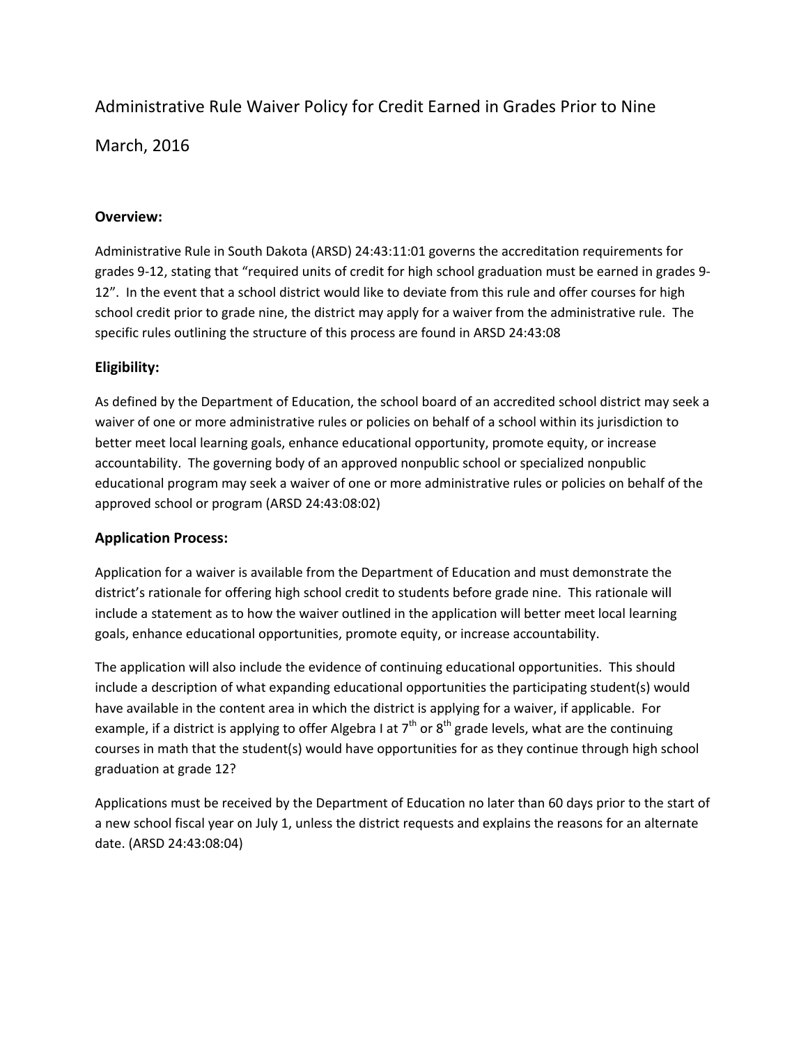# Administrative Rule Waiver Policy for Credit Earned in Grades Prior to Nine

March, 2016

## Overview:

Administrative Rule in South Dakota (ARSD) 24:43:11:01 governs the accreditation requirements for grades 9-12, stating that "required units of credit for high school graduation must be earned in grades 9-12". In the event that a school district would like to deviate from this rule and offer courses for high school credit prior to grade nine, the district may apply for a waiver from the administrative rule. The specific rules outlining the structure of this process are found in ARSD 24:43:08

## Eligibility:

As defined by the Department of Education, the school board of an accredited school district may seek a waiver of one or more administrative rules or policies on behalf of a school within its jurisdiction to better meet local learning goals, enhance educational opportunity, promote equity, or increase accountability. The governing body of an approved nonpublic school or specialized nonpublic educational program may seek a waiver of one or more administrative rules or policies on behalf of the approved school or program (ARSD 24:43:08:02)

## Application Process:

Application for a waiver is available from the Department of Education and must demonstrate the district's rationale for offering high school credit to students before grade nine. This rationale will include a statement as to how the waiver outlined in the application will better meet local learning goals, enhance educational opportunities, promote equity, or increase accountability.

The application will also include the evidence of continuing educational opportunities. This should include a description of what expanding educational opportunities the participating student(s) would have available in the content area in which the district is applying for a waiver, if applicable. For example, if a district is applying to offer Algebra I at 7th or 8th grade levels, what are the continuing courses in math that the student(s) would have opportunities for as they continue through high school graduation at grade 12?

Applications must be received by the Department of Education no later than 60 days prior to the start of a new school fiscal year on July 1, unless the district requests and explains the reasons for an alternate date. (ARSD 24:43:08:04)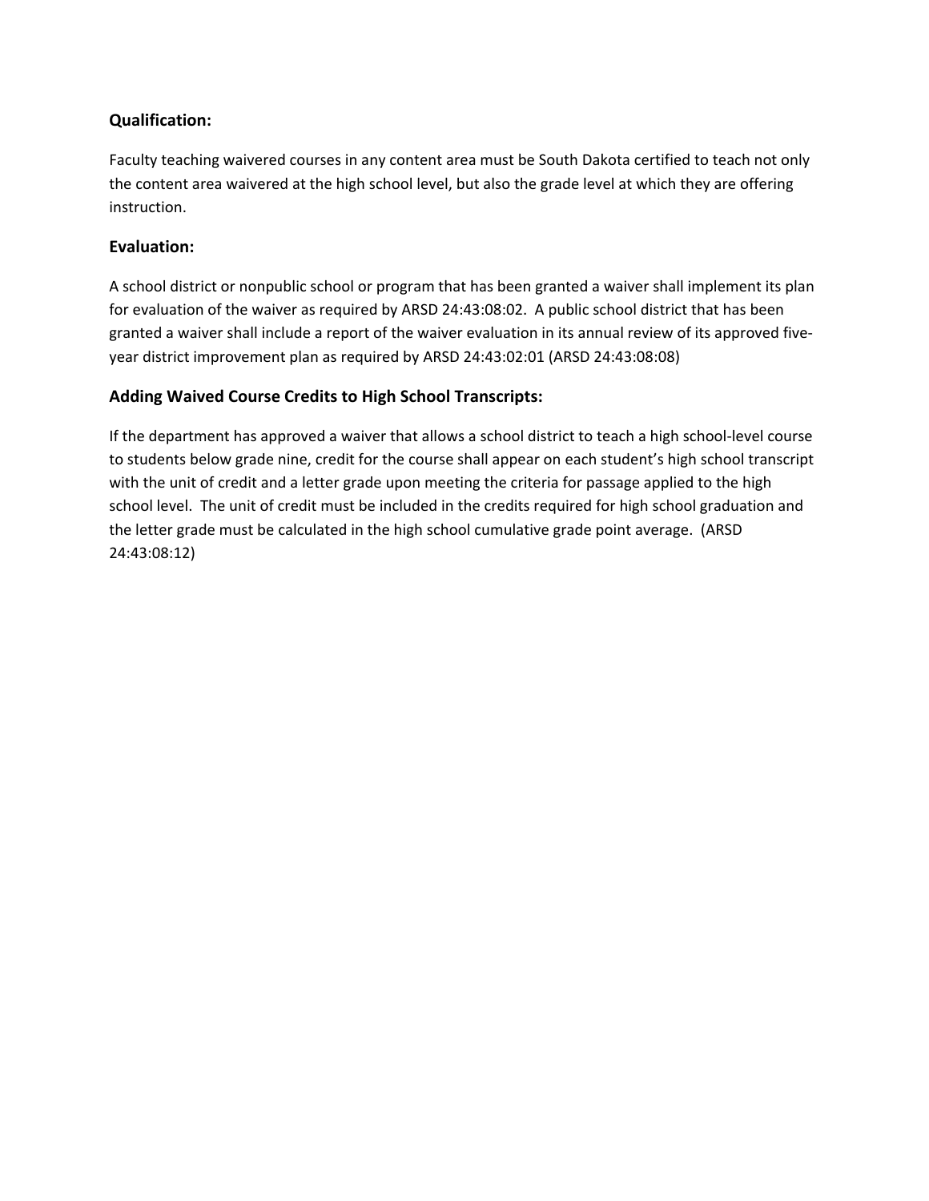## Qualification:

Faculty teaching waivered courses in any content area must be South Dakota certified to teach not only the content area waivered at the high school level, but also the grade level at which they are offering instruction.

## Evaluation:

A school district or nonpublic school or program that has been granted a waiver shall implement its plan for evaluation of the waiver as required by ARSD 24:43:08:02. A public school district that has been granted a waiver shall include a report of the waiver evaluation in its annual review of its approved five-year district improvement plan as required by ARSD 24:43:02:01 (ARSD 24:43:08:08)

## Adding Waived Course Credits to High School Transcripts:

If the department has approved a waiver that allows a school district to teach a high school-level course to students below grade nine, credit for the course shall appear on each student's high school transcript with the unit of credit and a letter grade upon meeting the criteria for passage applied to the high school level. The unit of credit must be included in the credits required for high school graduation and the letter grade must be calculated in the high school cumulative grade point average. (ARSD 24:43:08:12)